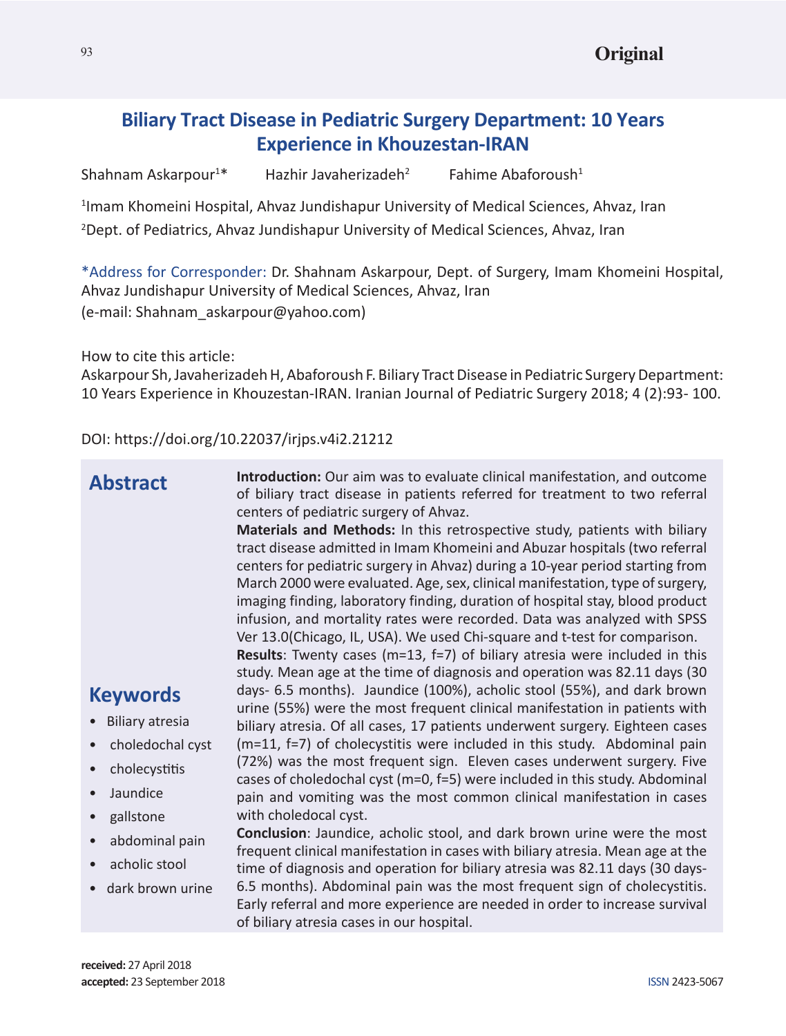# Biliary Tract Disease in Pediatric Surgery Department: 10 Years Experience in Khouzestan-IRAN

Shahnam Askarpour[1]* Hazhir Javaherizadeh[2] Fahime Abaforoush[1]

[1]Imam Khomeini Hospital, Ahvaz Jundishapur University of Medical Sciences, Ahvaz, Iran

[2]Dept. of Pediatrics, Ahvaz Jundishapur University of Medical Sciences, Ahvaz, Iran

*Address for Corresponder: Dr. Shahnam Askarpour, Dept. of Surgery, Imam Khomeini Hospital, Ahvaz Jundishapur University of Medical Sciences, Ahvaz, Iran
(e-mail: Shahnam_askarpour@yahoo.com)

How to cite this article:
Askarpour Sh, Javaherizadeh H, Abaforoush F. Biliary Tract Disease in Pediatric Surgery Department: 10 Years Experience in Khouzestan-IRAN. Iranian Journal of Pediatric Surgery 2018; 4 (2):93- 100.

DOI: https://doi.org/10.22037/irjps.v4i2.21212

## Abstract

**Introduction:** Our aim was to evaluate clinical manifestation, and outcome of biliary tract disease in patients referred for treatment to two referral centers of pediatric surgery of Ahvaz.

**Materials and Methods:** In this retrospective study, patients with biliary tract disease admitted in Imam Khomeini and Abuzar hospitals (two referral centers for pediatric surgery in Ahvaz) during a 10-year period starting from March 2000 were evaluated. Age, sex, clinical manifestation, type of surgery, imaging finding, laboratory finding, duration of hospital stay, blood product infusion, and mortality rates were recorded. Data was analyzed with SPSS Ver 13.0(Chicago, IL, USA). We used Chi-square and t-test for comparison.

**Results**: Twenty cases (m=13, f=7) of biliary atresia were included in this study. Mean age at the time of diagnosis and operation was 82.11 days (30 days- 6.5 months). Jaundice (100%), acholic stool (55%), and dark brown urine (55%) were the most frequent clinical manifestation in patients with biliary atresia. Of all cases, 17 patients underwent surgery. Eighteen cases (m=11, f=7) of cholecystitis were included in this study. Abdominal pain (72%) was the most frequent sign. Eleven cases underwent surgery. Five cases of choledochal cyst (m=0, f=5) were included in this study. Abdominal pain and vomiting was the most common clinical manifestation in cases with choledocal cyst.

**Conclusion**: Jaundice, acholic stool, and dark brown urine were the most frequent clinical manifestation in cases with biliary atresia. Mean age at the time of diagnosis and operation for biliary atresia was 82.11 days (30 days- 6.5 months). Abdominal pain was the most frequent sign of cholecystitis. Early referral and more experience are needed in order to increase survival of biliary atresia cases in our hospital.

## Keywords

- Biliary atresia
- choledochal cyst
- cholecystitis
- Jaundice
- gallstone
- abdominal pain
- acholic stool
- dark brown urine

**received:** 27 April 2018
**accepted:** 23 September 2018

ISSN 2423-5067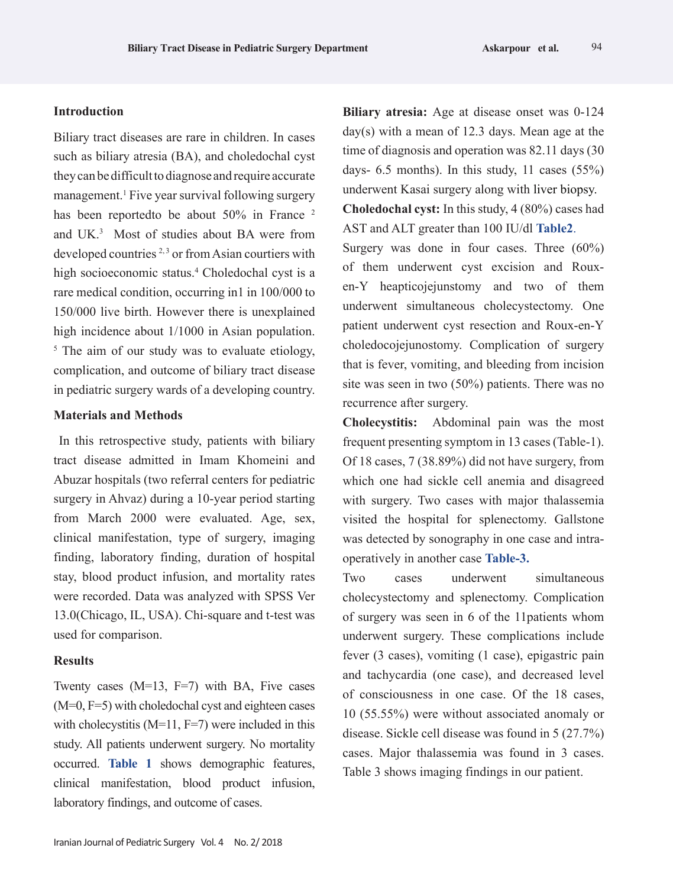## Introduction

Biliary tract diseases are rare in children. In cases such as biliary atresia (BA), and choledochal cyst they can be difficult to diagnose and require accurate management.[1] Five year survival following surgery has been reportedto be about 50% in France [2] and UK.[3] Most of studies about BA were from developed countries [2, 3] or from Asian courtiers with high socioeconomic status.[4] Choledochal cyst is a rare medical condition, occurring in1 in 100/000 to 150/000 live birth. However there is unexplained high incidence about 1/1000 in Asian population. [5] The aim of our study was to evaluate etiology, complication, and outcome of biliary tract disease in pediatric surgery wards of a developing country.

## Materials and Methods

In this retrospective study, patients with biliary tract disease admitted in Imam Khomeini and Abuzar hospitals (two referral centers for pediatric surgery in Ahvaz) during a 10-year period starting from March 2000 were evaluated. Age, sex, clinical manifestation, type of surgery, imaging finding, laboratory finding, duration of hospital stay, blood product infusion, and mortality rates were recorded. Data was analyzed with SPSS Ver 13.0(Chicago, IL, USA). Chi-square and t-test was used for comparison.

## Results

Twenty cases (M=13, F=7) with BA, Five cases (M=0, F=5) with choledochal cyst and eighteen cases with cholecystitis (M=11, F=7) were included in this study. All patients underwent surgery. No mortality occurred. **Table 1** shows demographic features, clinical manifestation, blood product infusion, laboratory findings, and outcome of cases.

**Biliary atresia:** Age at disease onset was 0-124 day(s) with a mean of 12.3 days. Mean age at the time of diagnosis and operation was 82.11 days (30 days- 6.5 months). In this study, 11 cases (55%) underwent Kasai surgery along with liver biopsy.

**Choledochal cyst:** In this study, 4 (80%) cases had AST and ALT greater than 100 IU/dl **Table2**.

Surgery was done in four cases. Three (60%) of them underwent cyst excision and Roux-en-Y heapticojejunstomy and two of them underwent simultaneous cholecystectomy. One patient underwent cyst resection and Roux-en-Y choledocojejunostomy. Complication of surgery that is fever, vomiting, and bleeding from incision site was seen in two (50%) patients. There was no recurrence after surgery.

**Cholecystitis:** Abdominal pain was the most frequent presenting symptom in 13 cases (Table-1). Of 18 cases, 7 (38.89%) did not have surgery, from which one had sickle cell anemia and disagreed with surgery. Two cases with major thalassemia visited the hospital for splenectomy. Gallstone was detected by sonography in one case and intra-operatively in another case **Table-3.**

Two cases underwent simultaneous cholecystectomy and splenectomy. Complication of surgery was seen in 6 of the 11patients whom underwent surgery. These complications include fever (3 cases), vomiting (1 case), epigastric pain and tachycardia (one case), and decreased level of consciousness in one case. Of the 18 cases, 10 (55.55%) were without associated anomaly or disease. Sickle cell disease was found in 5 (27.7%) cases. Major thalassemia was found in 3 cases. Table 3 shows imaging findings in our patient.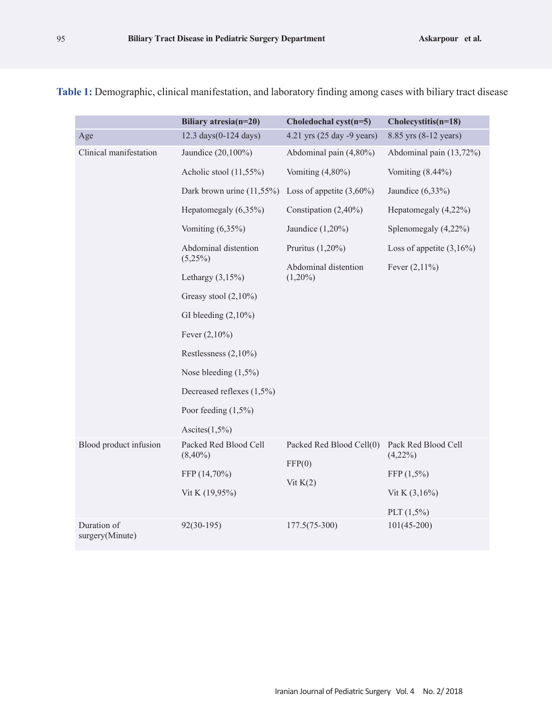**Table 1:** Demographic, clinical manifestation, and laboratory finding among cases with biliary tract disease

| | Biliary atresia(n=20) | Choledochal cyst(n=5) | Cholecystitis(n=18) |
|---|---|---|---|
| Age | 12.3 days(0-124 days) | 4.21 yrs (25 day -9 years) | 8.85 yrs (8-12 years) |
| Clinical manifestation | Jaundice (20,100%)<br>Acholic stool (11,55%)<br>Dark brown urine (11,55%)<br>Hepatomegaly (6,35%)<br>Vomiting (6,35%)<br>Abdominal distention (5,25%)<br>Lethargy (3,15%)<br>Greasy stool (2,10%)<br>GI bleeding (2,10%)<br>Fever (2,10%)<br>Restlessness (2,10%)<br>Nose bleeding (1,5%)<br>Decreased reflexes (1,5%)<br>Poor feeding (1,5%)<br>Ascites(1,5%) | Abdominal pain (4,80%)<br>Vomiting (4,80%)<br>Loss of appetite (3,60%)<br>Constipation (2,40%)<br>Jaundice (1,20%)<br>Pruritus (1,20%)<br>Abdominal distention (1,20%) | Abdominal pain (13,72%)<br>Vomiting (8.44%)<br>Jaundice (6,33%)<br>Hepatomegaly (4,22%)<br>Splenomegaly (4,22%)<br>Loss of appetite (3,16%)<br>Fever (2,11%) |
| Blood product infusion | Packed Red Blood Cell (8,40%)<br>FFP (14,70%)<br>Vit K (19,95%) | Packed Red Blood Cell(0)<br>FFP(0)<br>Vit K(2) | Pack Red Blood Cell (4,22%)<br>FFP (1,5%)<br>Vit K (3,16%)<br>PLT (1,5%) |
| Duration of surgery(Minute) | 92(30-195) | 177.5(75-300) | 101(45-200) |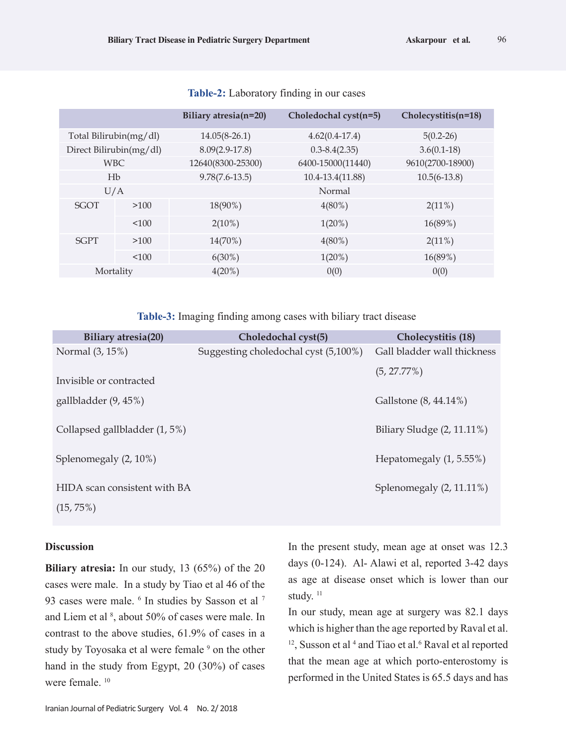**Table-2:** Laboratory finding in our cases

| | | Biliary atresia(n=20) | Choledochal cyst(n=5) | Cholecystitis(n=18) |
|---|---|---|---|---|
| Total Bilirubin(mg/dl) | | 14.05(8-26.1) | 4.62(0.4-17.4) | 5(0.2-26) |
| Direct Bilirubin(mg/dl) | | 8.09(2.9-17.8) | 0.3-8.4(2.35) | 3.6(0.1-18) |
| WBC | | 12640(8300-25300) | 6400-15000(11440) | 9610(2700-18900) |
| Hb | | 9.78(7.6-13.5) | 10.4-13.4(11.88) | 10.5(6-13.8) |
| U/A | | | Normal | |
| SGOT | >100 | 18(90%) | 4(80%) | 2(11%) |
| | <100 | 2(10%) | 1(20%) | 16(89%) |
| SGPT | >100 | 14(70%) | 4(80%) | 2(11%) |
| | <100 | 6(30%) | 1(20%) | 16(89%) |
| Mortality | | 4(20%) | 0(0) | 0(0) |

**Table-3:** Imaging finding among cases with biliary tract disease

| Biliary atresia(20) | Choledochal cyst(5) | Cholecystitis (18) |
|---|---|---|
| Normal (3, 15%) | Suggesting choledochal cyst (5,100%) | Gall bladder wall thickness (5, 27.77%) |
| Invisible or contracted gallbladder (9, 45%) | | Gallstone (8, 44.14%) |
| Collapsed gallbladder (1, 5%) | | Biliary Sludge (2, 11.11%) |
| Splenomegaly (2, 10%) | | Hepatomegaly (1, 5.55%) |
| HIDA scan consistent with BA (15, 75%) | | Splenomegaly (2, 11.11%) |

## Discussion

**Biliary atresia:** In our study, 13 (65%) of the 20 cases were male. In a study by Tiao et al 46 of the 93 cases were male. [6] In studies by Sasson et al [7] and Liem et al [8], about 50% of cases were male. In contrast to the above studies, 61.9% of cases in a study by Toyosaka et al were female [9] on the other hand in the study from Egypt, 20 (30%) of cases were female. [10]

In the present study, mean age at onset was 12.3 days (0-124). Al- Alawi et al, reported 3-42 days as age at disease onset which is lower than our study. [11]

In our study, mean age at surgery was 82.1 days which is higher than the age reported by Raval et al. [12], Susson et al [4] and Tiao et al.[6] Raval et al reported that the mean age at which porto-enterostomy is performed in the United States is 65.5 days and has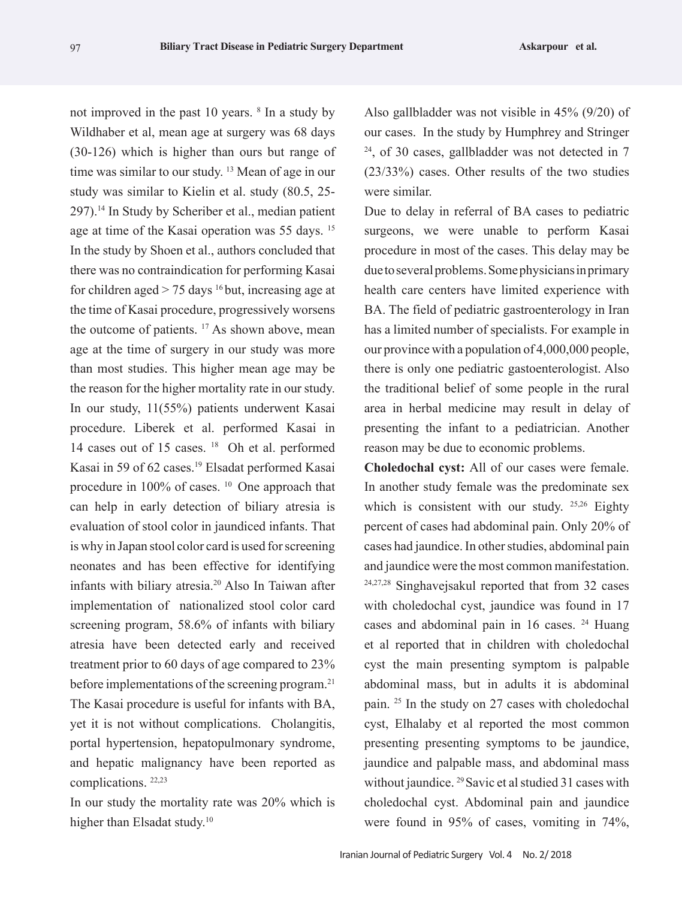not improved in the past 10 years. [8] In a study by Wildhaber et al, mean age at surgery was 68 days (30-126) which is higher than ours but range of time was similar to our study. [13] Mean of age in our study was similar to Kielin et al. study (80.5, 25-297).[14] In Study by Scheriber et al., median patient age at time of the Kasai operation was 55 days. [15] In the study by Shoen et al., authors concluded that there was no contraindication for performing Kasai for children aged > 75 days [16] but, increasing age at the time of Kasai procedure, progressively worsens the outcome of patients. [17] As shown above, mean age at the time of surgery in our study was more than most studies. This higher mean age may be the reason for the higher mortality rate in our study. In our study, 11(55%) patients underwent Kasai procedure. Liberek et al. performed Kasai in 14 cases out of 15 cases. [18] Oh et al. performed Kasai in 59 of 62 cases.[19] Elsadat performed Kasai procedure in 100% of cases. [10] One approach that can help in early detection of biliary atresia is evaluation of stool color in jaundiced infants. That is why in Japan stool color card is used for screening neonates and has been effective for identifying infants with biliary atresia.[20] Also In Taiwan after implementation of nationalized stool color card screening program, 58.6% of infants with biliary atresia have been detected early and received treatment prior to 60 days of age compared to 23% before implementations of the screening program.[21] The Kasai procedure is useful for infants with BA, yet it is not without complications. Cholangitis, portal hypertension, hepatopulmonary syndrome, and hepatic malignancy have been reported as complications. [22,23]

In our study the mortality rate was 20% which is higher than Elsadat study.[10]

Also gallbladder was not visible in 45% (9/20) of our cases. In the study by Humphrey and Stringer [24], of 30 cases, gallbladder was not detected in 7 (23/33%) cases. Other results of the two studies were similar.

Due to delay in referral of BA cases to pediatric surgeons, we were unable to perform Kasai procedure in most of the cases. This delay may be due to several problems. Some physicians in primary health care centers have limited experience with BA. The field of pediatric gastroenterology in Iran has a limited number of specialists. For example in our province with a population of 4,000,000 people, there is only one pediatric gastoenterologist. Also the traditional belief of some people in the rural area in herbal medicine may result in delay of presenting the infant to a pediatrician. Another reason may be due to economic problems.

**Choledochal cyst:** All of our cases were female. In another study female was the predominate sex which is consistent with our study. [25,26] Eighty percent of cases had abdominal pain. Only 20% of cases had jaundice. In other studies, abdominal pain and jaundice were the most common manifestation. [24,27,28] Singhavejsakul reported that from 32 cases with choledochal cyst, jaundice was found in 17 cases and abdominal pain in 16 cases. [24] Huang et al reported that in children with choledochal cyst the main presenting symptom is palpable abdominal mass, but in adults it is abdominal pain. [25] In the study on 27 cases with choledochal cyst, Elhalaby et al reported the most common presenting presenting symptoms to be jaundice, jaundice and palpable mass, and abdominal mass without jaundice. [29] Savic et al studied 31 cases with choledochal cyst. Abdominal pain and jaundice were found in 95% of cases, vomiting in 74%,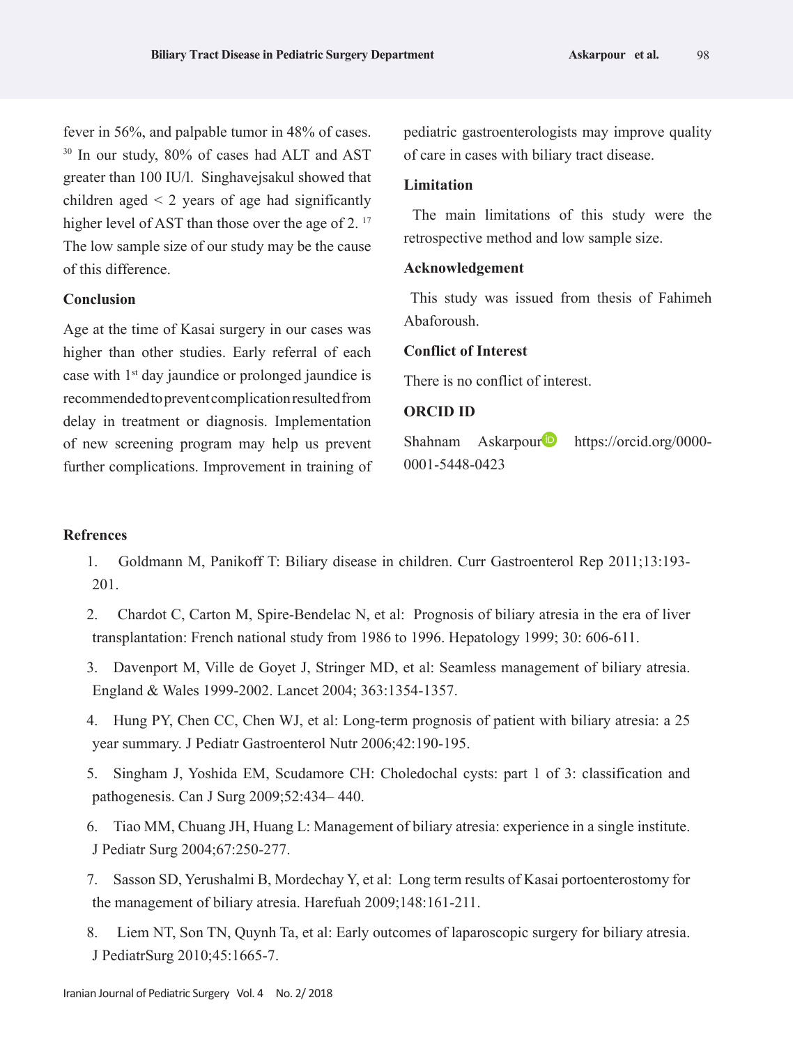fever in 56%, and palpable tumor in 48% of cases.[30] In our study, 80% of cases had ALT and AST greater than 100 IU/l. Singhavejsakul showed that children aged < 2 years of age had significantly higher level of AST than those over the age of 2.[17] The low sample size of our study may be the cause of this difference.

### Conclusion

Age at the time of Kasai surgery in our cases was higher than other studies. Early referral of each case with 1st day jaundice or prolonged jaundice is recommended to prevent complication resulted from delay in treatment or diagnosis. Implementation of new screening program may help us prevent further complications. Improvement in training of pediatric gastroenterologists may improve quality of care in cases with biliary tract disease.

### Limitation

The main limitations of this study were the retrospective method and low sample size.

### Acknowledgement

This study was issued from thesis of Fahimeh Abaforoush.

### Conflict of Interest

There is no conflict of interest.

### ORCID ID

Shahnam Askarpour https://orcid.org/0000-0001-5448-0423

### Refrences

1. Goldmann M, Panikoff T: Biliary disease in children. Curr Gastroenterol Rep 2011;13:193-201.
2. Chardot C, Carton M, Spire-Bendelac N, et al: Prognosis of biliary atresia in the era of liver transplantation: French national study from 1986 to 1996. Hepatology 1999; 30: 606-611.
3. Davenport M, Ville de Goyet J, Stringer MD, et al: Seamless management of biliary atresia. England & Wales 1999-2002. Lancet 2004; 363:1354-1357.
4. Hung PY, Chen CC, Chen WJ, et al: Long-term prognosis of patient with biliary atresia: a 25 year summary. J Pediatr Gastroenterol Nutr 2006;42:190-195.
5. Singham J, Yoshida EM, Scudamore CH: Choledochal cysts: part 1 of 3: classification and pathogenesis. Can J Surg 2009;52:434– 440.
6. Tiao MM, Chuang JH, Huang L: Management of biliary atresia: experience in a single institute. J Pediatr Surg 2004;67:250-277.
7. Sasson SD, Yerushalmi B, Mordechay Y, et al: Long term results of Kasai portoenterostomy for the management of biliary atresia. Harefuah 2009;148:161-211.
8. Liem NT, Son TN, Quynh Ta, et al: Early outcomes of laparoscopic surgery for biliary atresia. J PediatrSurg 2010;45:1665-7.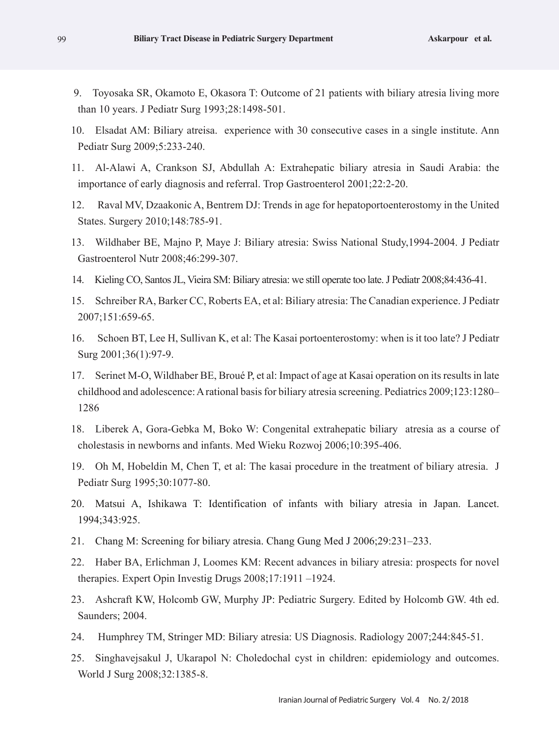9. Toyosaka SR, Okamoto E, Okasora T: Outcome of 21 patients with biliary atresia living more than 10 years. J Pediatr Surg 1993;28:1498-501.

10. Elsadat AM: Biliary atreisa. experience with 30 consecutive cases in a single institute. Ann Pediatr Surg 2009;5:233-240.

11. Al-Alawi A, Crankson SJ, Abdullah A: Extrahepatic biliary atresia in Saudi Arabia: the importance of early diagnosis and referral. Trop Gastroenterol 2001;22:2-20.

12. Raval MV, Dzaakonic A, Bentrem DJ: Trends in age for hepatoportoenterostomy in the United States. Surgery 2010;148:785-91.

13. Wildhaber BE, Majno P, Maye J: Biliary atresia: Swiss National Study,1994-2004. J Pediatr Gastroenterol Nutr 2008;46:299-307.

14. Kieling CO, Santos JL, Vieira SM: Biliary atresia: we still operate too late. J Pediatr 2008;84:436-41.

15. Schreiber RA, Barker CC, Roberts EA, et al: Biliary atresia: The Canadian experience. J Pediatr 2007;151:659-65.

16. Schoen BT, Lee H, Sullivan K, et al: The Kasai portoenterostomy: when is it too late? J Pediatr Surg 2001;36(1):97-9.

17. Serinet M-O, Wildhaber BE, Broué P, et al: Impact of age at Kasai operation on its results in late childhood and adolescence: A rational basis for biliary atresia screening. Pediatrics 2009;123:1280–1286

18. Liberek A, Gora-Gebka M, Boko W: Congenital extrahepatic biliary atresia as a course of cholestasis in newborns and infants. Med Wieku Rozwoj 2006;10:395-406.

19. Oh M, Hobeldin M, Chen T, et al: The kasai procedure in the treatment of biliary atresia. J Pediatr Surg 1995;30:1077-80.

20. Matsui A, Ishikawa T: Identification of infants with biliary atresia in Japan. Lancet. 1994;343:925.

21. Chang M: Screening for biliary atresia. Chang Gung Med J 2006;29:231–233.

22. Haber BA, Erlichman J, Loomes KM: Recent advances in biliary atresia: prospects for novel therapies. Expert Opin Investig Drugs 2008;17:1911 –1924.

23. Ashcraft KW, Holcomb GW, Murphy JP: Pediatric Surgery. Edited by Holcomb GW. 4th ed. Saunders; 2004.

24. Humphrey TM, Stringer MD: Biliary atresia: US Diagnosis. Radiology 2007;244:845-51.

25. Singhavejsakul J, Ukarapol N: Choledochal cyst in children: epidemiology and outcomes. World J Surg 2008;32:1385-8.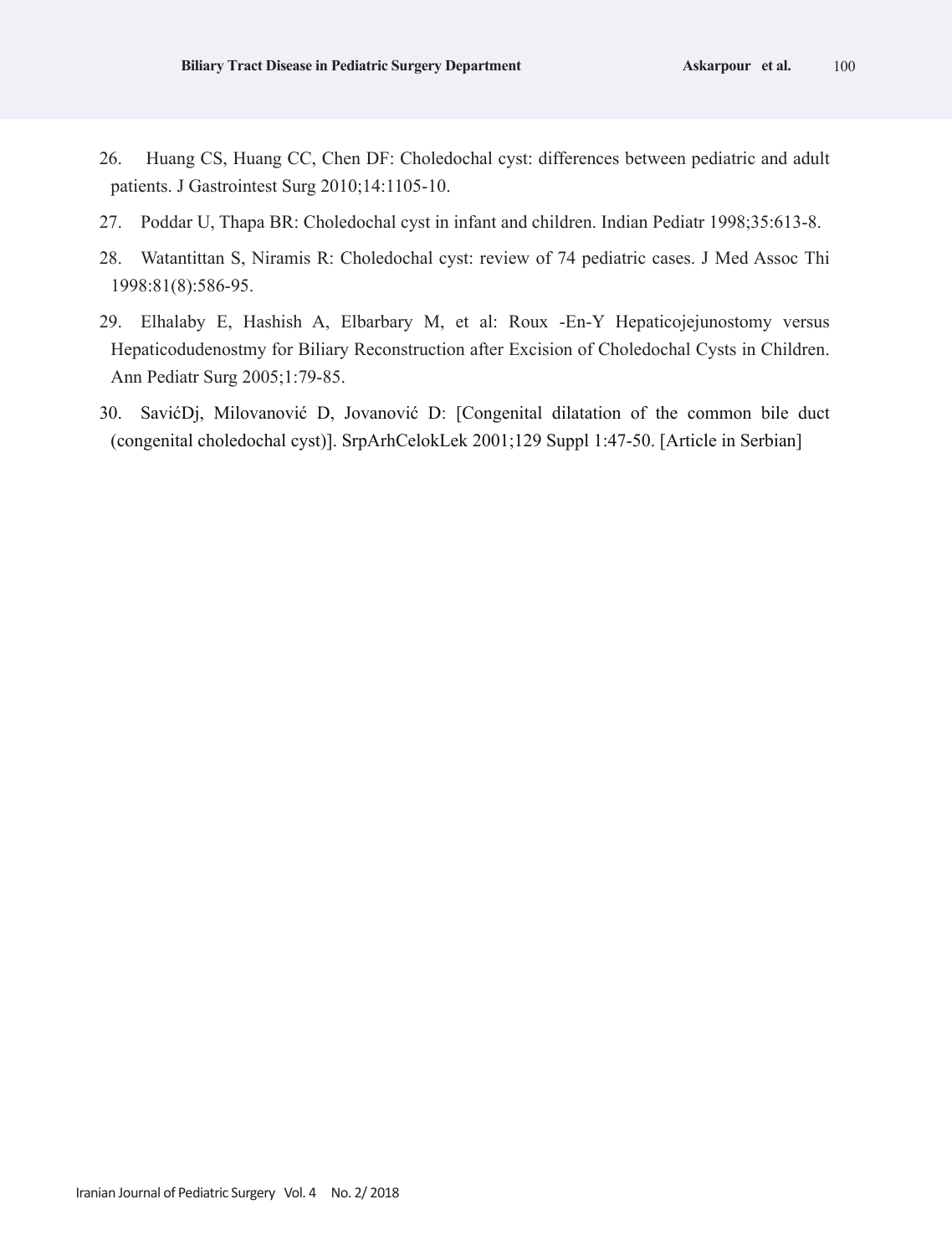26. Huang CS, Huang CC, Chen DF: Choledochal cyst: differences between pediatric and adult patients. J Gastrointest Surg 2010;14:1105-10.

27. Poddar U, Thapa BR: Choledochal cyst in infant and children. Indian Pediatr 1998;35:613-8.

28. Watantittan S, Niramis R: Choledochal cyst: review of 74 pediatric cases. J Med Assoc Thi 1998:81(8):586-95.

29. Elhalaby E, Hashish A, Elbarbary M, et al: Roux -En-Y Hepaticojejunostomy versus Hepaticodudenostmy for Biliary Reconstruction after Excision of Choledochal Cysts in Children. Ann Pediatr Surg 2005;1:79-85.

30. SavićDj, Milovanović D, Jovanović D: [Congenital dilatation of the common bile duct (congenital choledochal cyst)]. SrpArhCelokLek 2001;129 Suppl 1:47-50. [Article in Serbian]